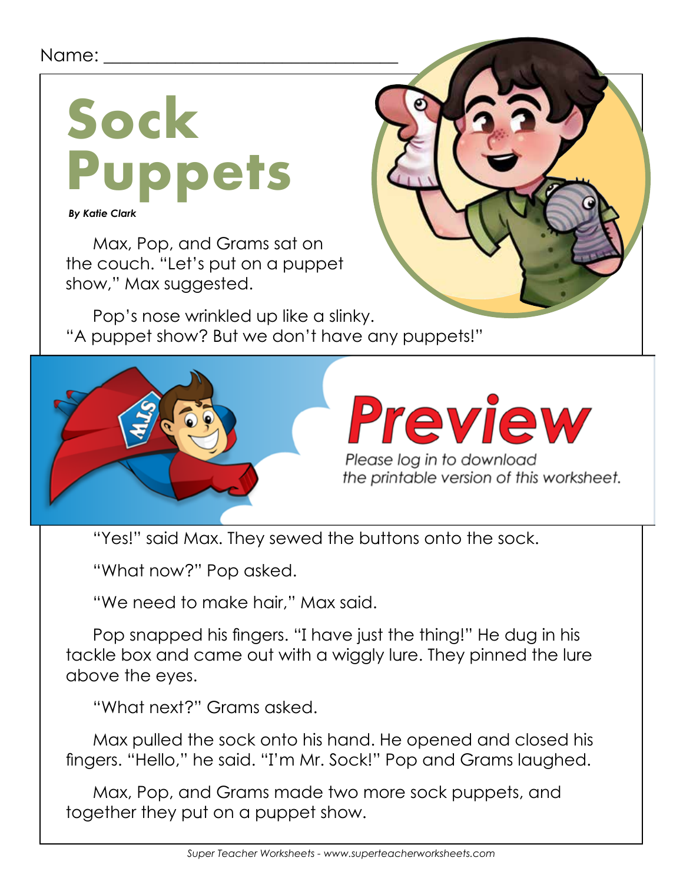Name: ______________________________

# Sock Puppets

***By Katie Clark***

Max, Pop, and Grams sat on the couch. "Let's put on a puppet show," Max suggested.

Pop's nose wrinkled up like a slinky. "A puppet show? But we don't have any puppets!"

**Preview**

*Please log in to download the printable version of this worksheet.*

"Yes!" said Max. They sewed the buttons onto the sock.

"What now?" Pop asked.

"We need to make hair," Max said.

Pop snapped his fingers. "I have just the thing!" He dug in his tackle box and came out with a wiggly lure. They pinned the lure above the eyes.

"What next?" Grams asked.

Max pulled the sock onto his hand. He opened and closed his fingers. "Hello," he said. "I'm Mr. Sock!" Pop and Grams laughed.

Max, Pop, and Grams made two more sock puppets, and together they put on a puppet show.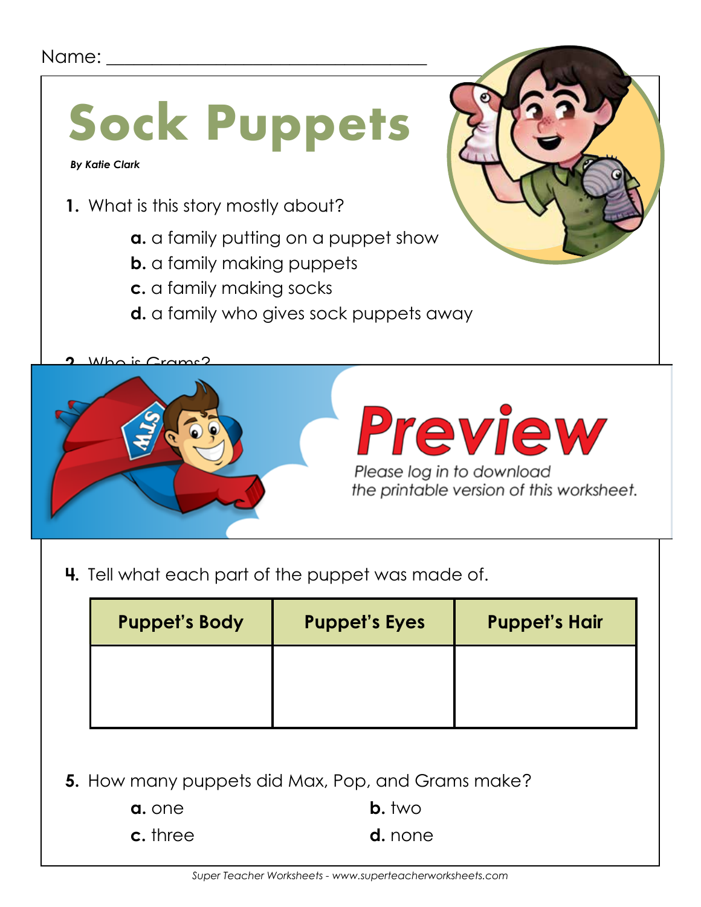Name: ___________________________________

# Sock Puppets

***By Katie Clark***

**1.** What is this story mostly about?

**a.** a family putting on a puppet show
**b.** a family making puppets
**c.** a family making socks
**d.** a family who gives sock puppets away

**2.** Who is Grams?

**Preview**

*Please log in to download the printable version of this worksheet.*

**4.** Tell what each part of the puppet was made of.

| Puppet's Body | Puppet's Eyes | Puppet's Hair |
|---|---|---|
| | | |

**5.** How many puppets did Max, Pop, and Grams make?

**a.** one
**b.** two
**c.** three
**d.** none

*Super Teacher Worksheets - www.superteacherworksheets.com*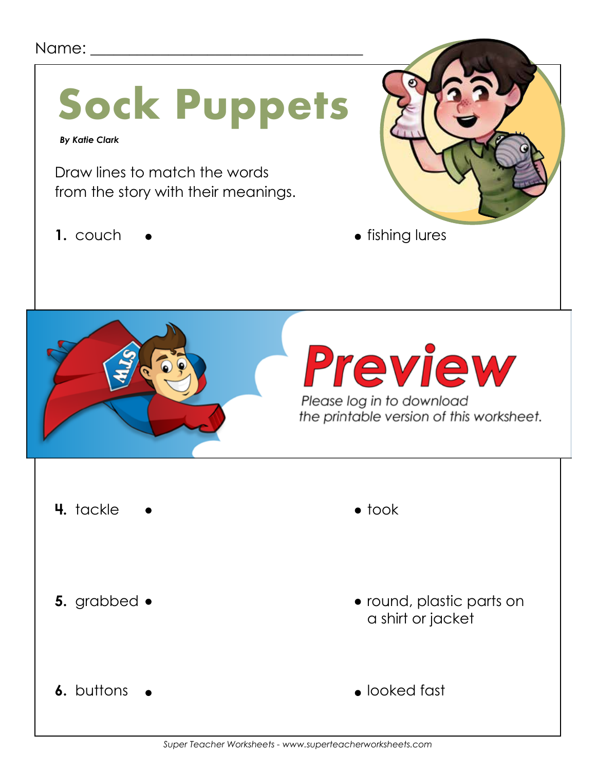Name: ___________________________________

# Sock Puppets

***By Katie Clark***

Draw lines to match the words from the story with their meanings.

**1.** couch • • fishing lures

**Preview**

*Please log in to download the printable version of this worksheet.*

**4.** tackle • • took

**5.** grabbed • • round, plastic parts on a shirt or jacket

**6.** buttons • • looked fast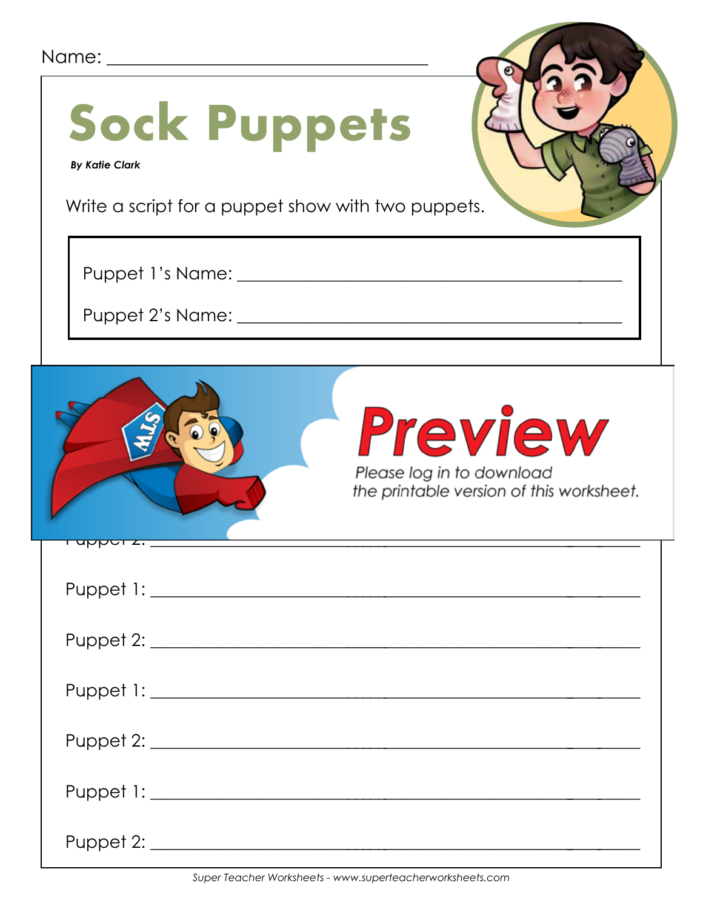Name: ______________________________

# Sock Puppets

***By Katie Clark***

Write a script for a puppet show with two puppets.

Puppet 1's Name: ______________________________________

Puppet 2's Name: ______________________________________

**Preview**

*Please log in to download the printable version of this worksheet.*

Puppet 2: ______________________________________

Puppet 1: ______________________________________

Puppet 2: ______________________________________

Puppet 1: ______________________________________

Puppet 2: ______________________________________

Puppet 1: ______________________________________

Puppet 2: ______________________________________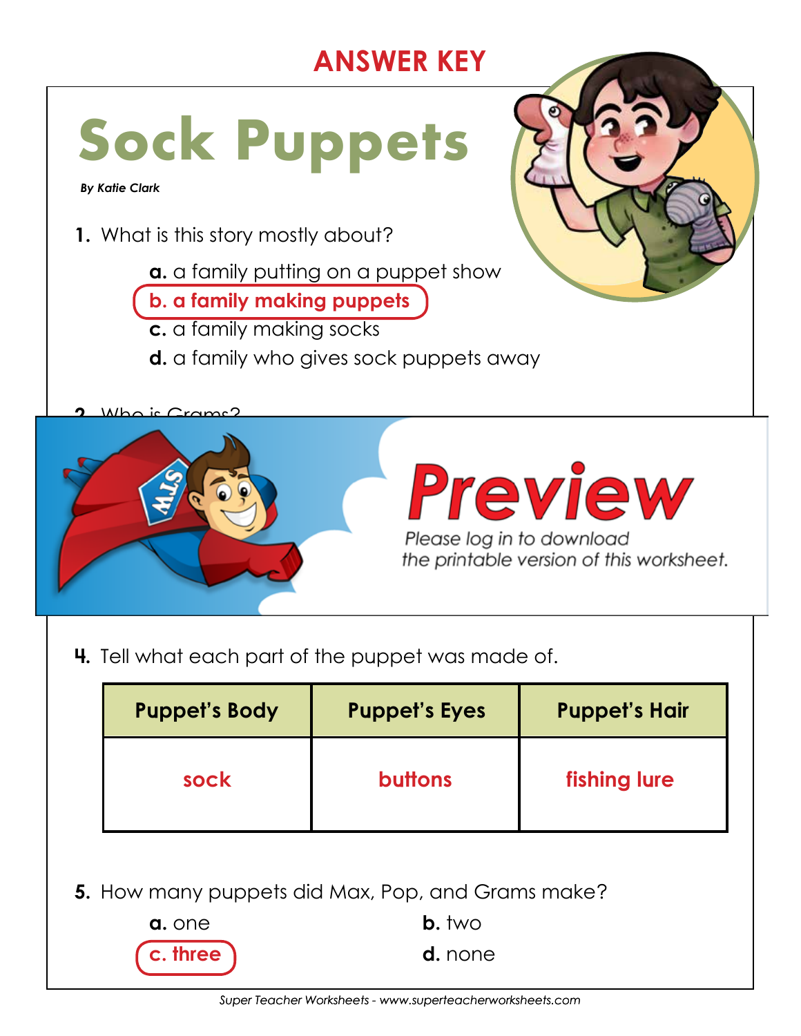**ANSWER KEY**

# Sock Puppets

***By Katie Clark***

1. What is this story mostly about?

    **a.** a family putting on a puppet show

    **b. a family making puppets**

    **c.** a family making socks

    **d.** a family who gives sock puppets away

2. Who is Grams?

Preview

Please log in to download the printable version of this worksheet.

4. Tell what each part of the puppet was made of.

| Puppet's Body | Puppet's Eyes | Puppet's Hair |
|---|---|---|
| sock | buttons | fishing lure |

5. How many puppets did Max, Pop, and Grams make?

    **a.** one

    **b.** two

    **c. three**

    **d.** none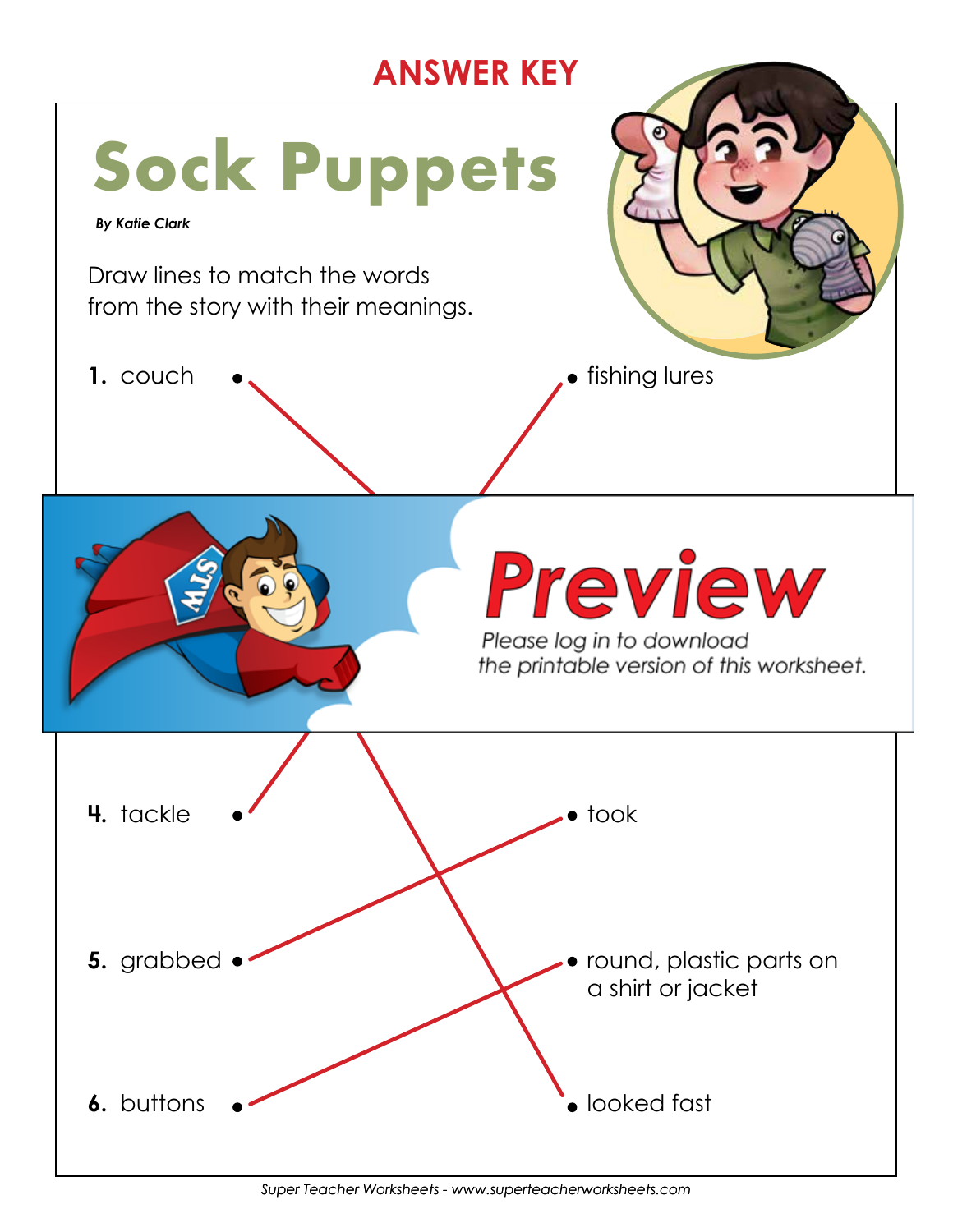# ANSWER KEY

# Sock Puppets

***By Katie Clark***

Draw lines to match the words from the story with their meanings.

1. couch • • fishing lures

Preview

Please log in to download the printable version of this worksheet.

4. tackle • • took

5. grabbed • • round, plastic parts on a shirt or jacket

6. buttons • • looked fast

*Super Teacher Worksheets - www.superteacherworksheets.com*